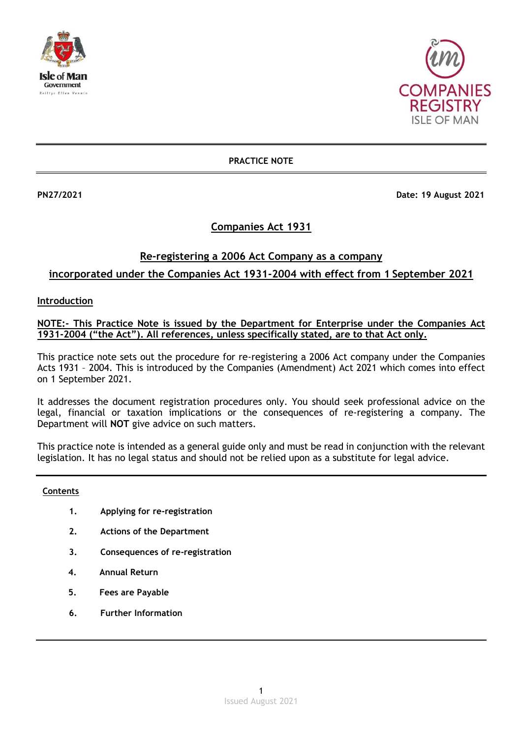**PRACTICE NOTE**

**PN27/2021** **Date: 19 August 2021**

# Companies Act 1931

## Re-registering a 2006 Act Company as a company incorporated under the Companies Act 1931-2004 with effect from 1 September 2021

### Introduction

**NOTE:- This Practice Note is issued by the Department for Enterprise under the Companies Act 1931-2004 ("the Act"). All references, unless specifically stated, are to that Act only.**

This practice note sets out the procedure for re-registering a 2006 Act company under the Companies Acts 1931 – 2004. This is introduced by the Companies (Amendment) Act 2021 which comes into effect on 1 September 2021.

It addresses the document registration procedures only. You should seek professional advice on the legal, financial or taxation implications or the consequences of re-registering a company. The Department will **NOT** give advice on such matters.

This practice note is intended as a general guide only and must be read in conjunction with the relevant legislation. It has no legal status and should not be relied upon as a substitute for legal advice.

---

**Contents**

1. Applying for re-registration
2. Actions of the Department
3. Consequences of re-registration
4. Annual Return
5. Fees are Payable
6. Further Information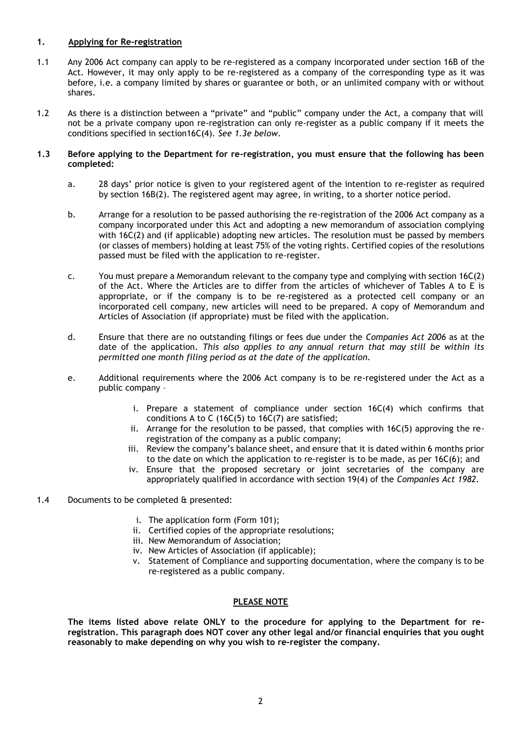## 1. Applying for Re-registration

1.1 Any 2006 Act company can apply to be re-registered as a company incorporated under section 16B of the Act. However, it may only apply to be re-registered as a company of the corresponding type as it was before, i.e. a company limited by shares or guarantee or both, or an unlimited company with or without shares.

1.2 As there is a distinction between a "private" and "public" company under the Act, a company that will not be a private company upon re-registration can only re-register as a public company if it meets the conditions specified in section16C(4). *See 1.3e below.*

**1.3 Before applying to the Department for re-registration, you must ensure that the following has been completed:**

a. 28 days' prior notice is given to your registered agent of the intention to re-register as required by section 16B(2). The registered agent may agree, in writing, to a shorter notice period.

b. Arrange for a resolution to be passed authorising the re-registration of the 2006 Act company as a company incorporated under this Act and adopting a new memorandum of association complying with 16C(2) and (if applicable) adopting new articles. The resolution must be passed by members (or classes of members) holding at least 75% of the voting rights. Certified copies of the resolutions passed must be filed with the application to re-register.

c. You must prepare a Memorandum relevant to the company type and complying with section 16C(2) of the Act. Where the Articles are to differ from the articles of whichever of Tables A to E is appropriate, or if the company is to be re-registered as a protected cell company or an incorporated cell company, new articles will need to be prepared. A copy of Memorandum and Articles of Association (if appropriate) must be filed with the application.

d. Ensure that there are no outstanding filings or fees due under the *Companies Act 2006* as at the date of the application. *This also applies to any annual return that may still be within its permitted one month filing period as at the date of the application.*

e. Additional requirements where the 2006 Act company is to be re-registered under the Act as a public company –

   i. Prepare a statement of compliance under section 16C(4) which confirms that conditions A to C (16C(5) to 16C(7) are satisfied;
   ii. Arrange for the resolution to be passed, that complies with 16C(5) approving the re-registration of the company as a public company;
   iii. Review the company's balance sheet, and ensure that it is dated within 6 months prior to the date on which the application to re-register is to be made, as per 16C(6); and
   iv. Ensure that the proposed secretary or joint secretaries of the company are appropriately qualified in accordance with section 19(4) of the *Companies Act 1982*.

1.4 Documents to be completed & presented:

   i. The application form (Form 101);
   ii. Certified copies of the appropriate resolutions;
   iii. New Memorandum of Association;
   iv. New Articles of Association (if applicable);
   v. Statement of Compliance and supporting documentation, where the company is to be re-registered as a public company.

**PLEASE NOTE**

**The items listed above relate ONLY to the procedure for applying to the Department for re-registration. This paragraph does NOT cover any other legal and/or financial enquiries that you ought reasonably to make depending on why you wish to re-register the company.**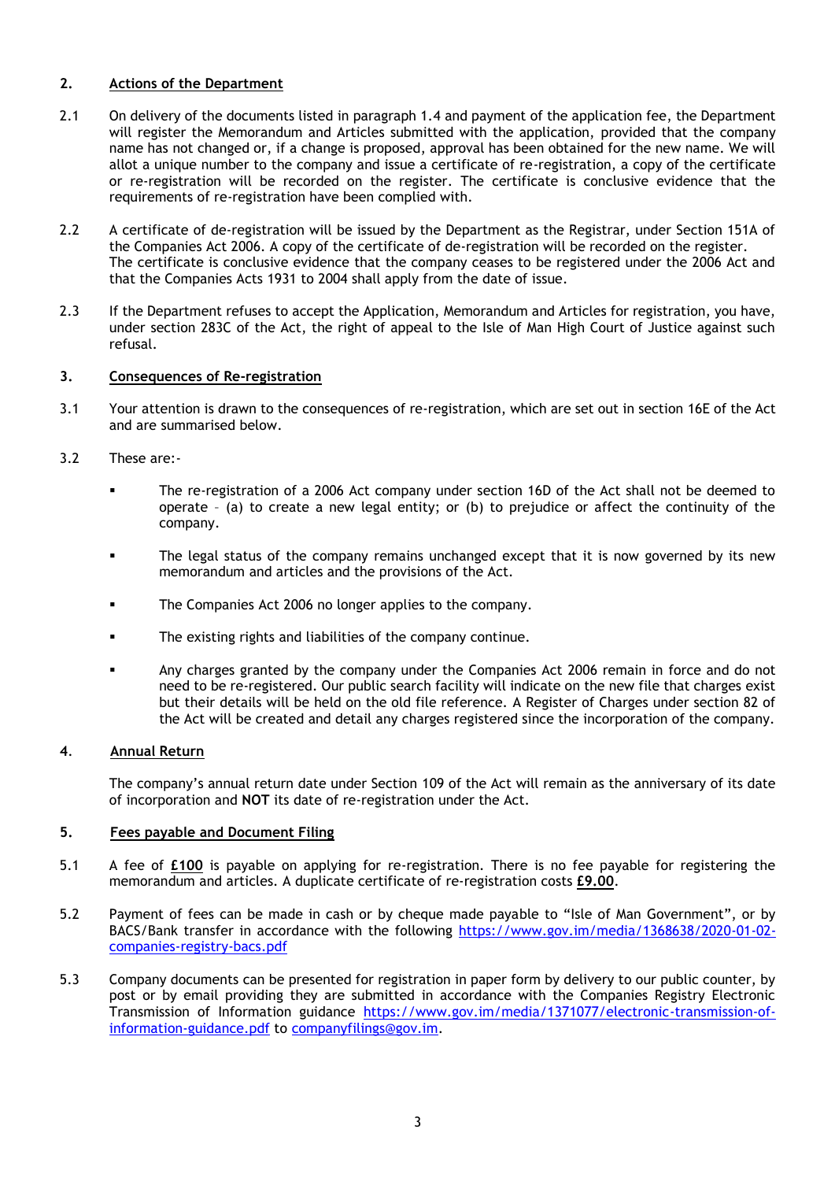## 2. Actions of the Department

2.1 On delivery of the documents listed in paragraph 1.4 and payment of the application fee, the Department will register the Memorandum and Articles submitted with the application, provided that the company name has not changed or, if a change is proposed, approval has been obtained for the new name. We will allot a unique number to the company and issue a certificate of re-registration, a copy of the certificate or re-registration will be recorded on the register. The certificate is conclusive evidence that the requirements of re-registration have been complied with.

2.2 A certificate of de-registration will be issued by the Department as the Registrar, under Section 151A of the Companies Act 2006. A copy of the certificate of de-registration will be recorded on the register. The certificate is conclusive evidence that the company ceases to be registered under the 2006 Act and that the Companies Acts 1931 to 2004 shall apply from the date of issue.

2.3 If the Department refuses to accept the Application, Memorandum and Articles for registration, you have, under section 283C of the Act, the right of appeal to the Isle of Man High Court of Justice against such refusal.

## 3. Consequences of Re-registration

3.1 Your attention is drawn to the consequences of re-registration, which are set out in section 16E of the Act and are summarised below.

3.2 These are:-

- The re-registration of a 2006 Act company under section 16D of the Act shall not be deemed to operate – (a) to create a new legal entity; or (b) to prejudice or affect the continuity of the company.
- The legal status of the company remains unchanged except that it is now governed by its new memorandum and articles and the provisions of the Act.
- The Companies Act 2006 no longer applies to the company.
- The existing rights and liabilities of the company continue.
- Any charges granted by the company under the Companies Act 2006 remain in force and do not need to be re-registered. Our public search facility will indicate on the new file that charges exist but their details will be held on the old file reference. A Register of Charges under section 82 of the Act will be created and detail any charges registered since the incorporation of the company.

## 4. Annual Return

The company's annual return date under Section 109 of the Act will remain as the anniversary of its date of incorporation and **NOT** its date of re-registration under the Act.

## 5. Fees payable and Document Filing

5.1 A fee of **£100** is payable on applying for re-registration. There is no fee payable for registering the memorandum and articles. A duplicate certificate of re-registration costs **£9.00**.

5.2 Payment of fees can be made in cash or by cheque made payable to "Isle of Man Government", or by BACS/Bank transfer in accordance with the following https://www.gov.im/media/1368638/2020-01-02-companies-registry-bacs.pdf

5.3 Company documents can be presented for registration in paper form by delivery to our public counter, by post or by email providing they are submitted in accordance with the Companies Registry Electronic Transmission of Information guidance https://www.gov.im/media/1371077/electronic-transmission-of-information-guidance.pdf to companyfilings@gov.im.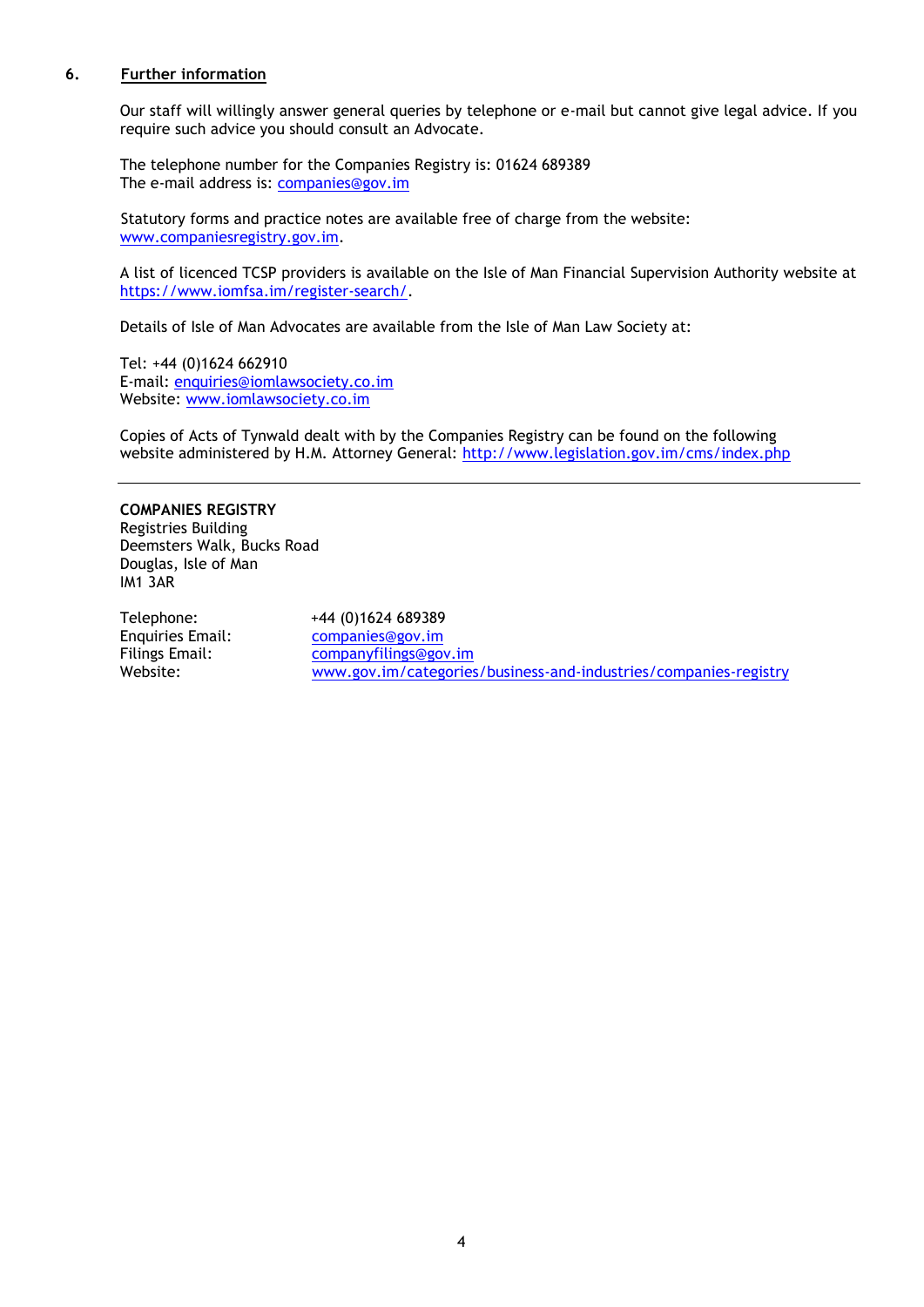## 6. Further information

Our staff will willingly answer general queries by telephone or e-mail but cannot give legal advice. If you require such advice you should consult an Advocate.

The telephone number for the Companies Registry is: 01624 689389
The e-mail address is: companies@gov.im

Statutory forms and practice notes are available free of charge from the website: www.companiesregistry.gov.im.

A list of licenced TCSP providers is available on the Isle of Man Financial Supervision Authority website at https://www.iomfsa.im/register-search/.

Details of Isle of Man Advocates are available from the Isle of Man Law Society at:

Tel: +44 (0)1624 662910
E-mail: enquiries@iomlawsociety.co.im
Website: www.iomlawsociety.co.im

Copies of Acts of Tynwald dealt with by the Companies Registry can be found on the following website administered by H.M. Attorney General: http://www.legislation.gov.im/cms/index.php

---

**COMPANIES REGISTRY**
Registries Building
Deemsters Walk, Bucks Road
Douglas, Isle of Man
IM1 3AR

| | |
|---|---|
| Telephone: | +44 (0)1624 689389 |
| Enquiries Email: | companies@gov.im |
| Filings Email: | companyfilings@gov.im |
| Website: | www.gov.im/categories/business-and-industries/companies-registry |